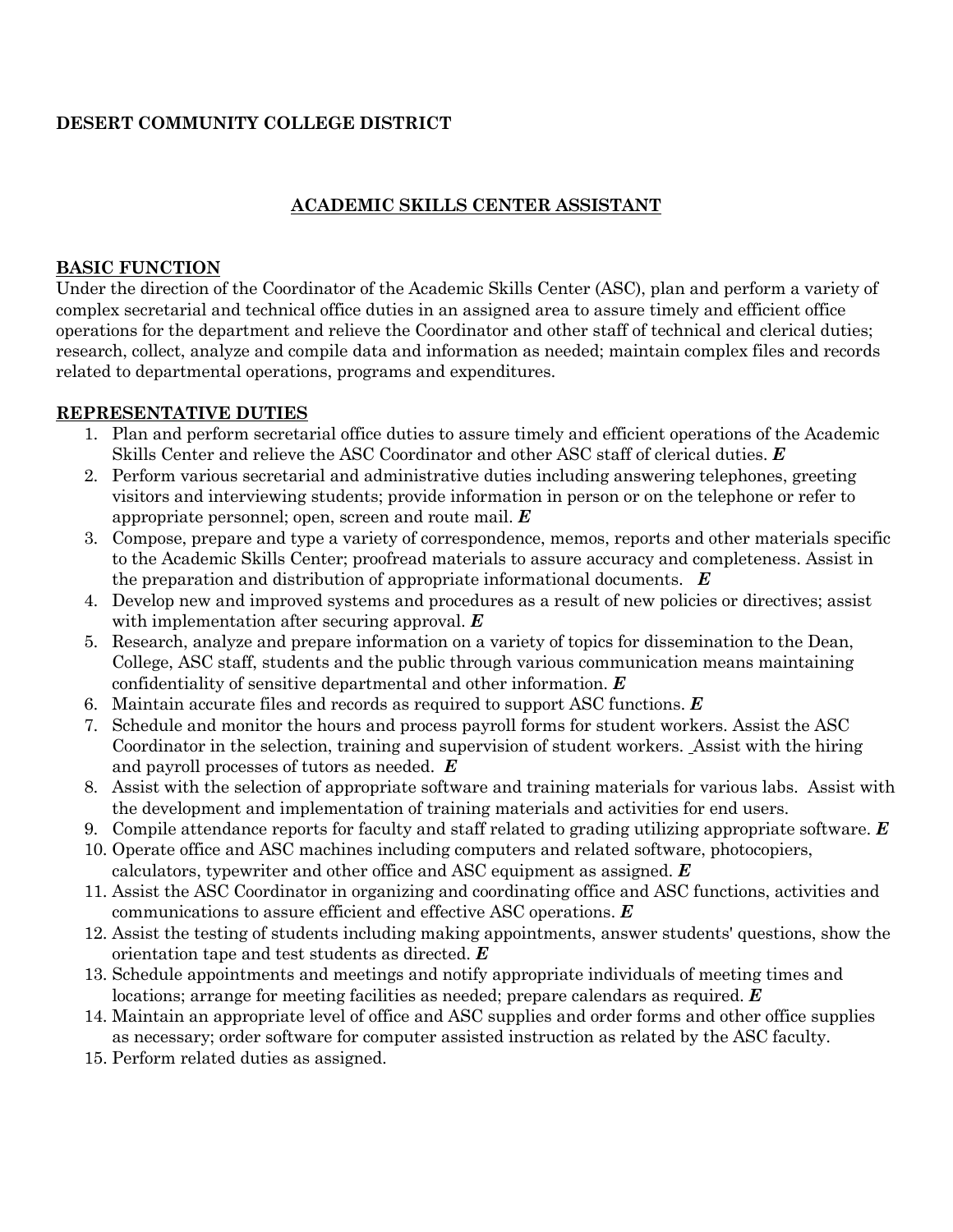**DESERT COMMUNITY COLLEGE DISTRICT**

# ACADEMIC SKILLS CENTER ASSISTANT

## BASIC FUNCTION

Under the direction of the Coordinator of the Academic Skills Center (ASC), plan and perform a variety of complex secretarial and technical office duties in an assigned area to assure timely and efficient office operations for the department and relieve the Coordinator and other staff of technical and clerical duties; research, collect, analyze and compile data and information as needed; maintain complex files and records related to departmental operations, programs and expenditures.

## REPRESENTATIVE DUTIES

1. Plan and perform secretarial office duties to assure timely and efficient operations of the Academic Skills Center and relieve the ASC Coordinator and other ASC staff of clerical duties. ***E***
2. Perform various secretarial and administrative duties including answering telephones, greeting visitors and interviewing students; provide information in person or on the telephone or refer to appropriate personnel; open, screen and route mail. ***E***
3. Compose, prepare and type a variety of correspondence, memos, reports and other materials specific to the Academic Skills Center; proofread materials to assure accuracy and completeness. Assist in the preparation and distribution of appropriate informational documents. ***E***
4. Develop new and improved systems and procedures as a result of new policies or directives; assist with implementation after securing approval. ***E***
5. Research, analyze and prepare information on a variety of topics for dissemination to the Dean, College, ASC staff, students and the public through various communication means maintaining confidentiality of sensitive departmental and other information. ***E***
6. Maintain accurate files and records as required to support ASC functions. ***E***
7. Schedule and monitor the hours and process payroll forms for student workers. Assist the ASC Coordinator in the selection, training and supervision of student workers. Assist with the hiring and payroll processes of tutors as needed. ***E***
8. Assist with the selection of appropriate software and training materials for various labs. Assist with the development and implementation of training materials and activities for end users.
9. Compile attendance reports for faculty and staff related to grading utilizing appropriate software. ***E***
10. Operate office and ASC machines including computers and related software, photocopiers, calculators, typewriter and other office and ASC equipment as assigned. ***E***
11. Assist the ASC Coordinator in organizing and coordinating office and ASC functions, activities and communications to assure efficient and effective ASC operations. ***E***
12. Assist the testing of students including making appointments, answer students' questions, show the orientation tape and test students as directed. ***E***
13. Schedule appointments and meetings and notify appropriate individuals of meeting times and locations; arrange for meeting facilities as needed; prepare calendars as required. ***E***
14. Maintain an appropriate level of office and ASC supplies and order forms and other office supplies as necessary; order software for computer assisted instruction as related by the ASC faculty.
15. Perform related duties as assigned.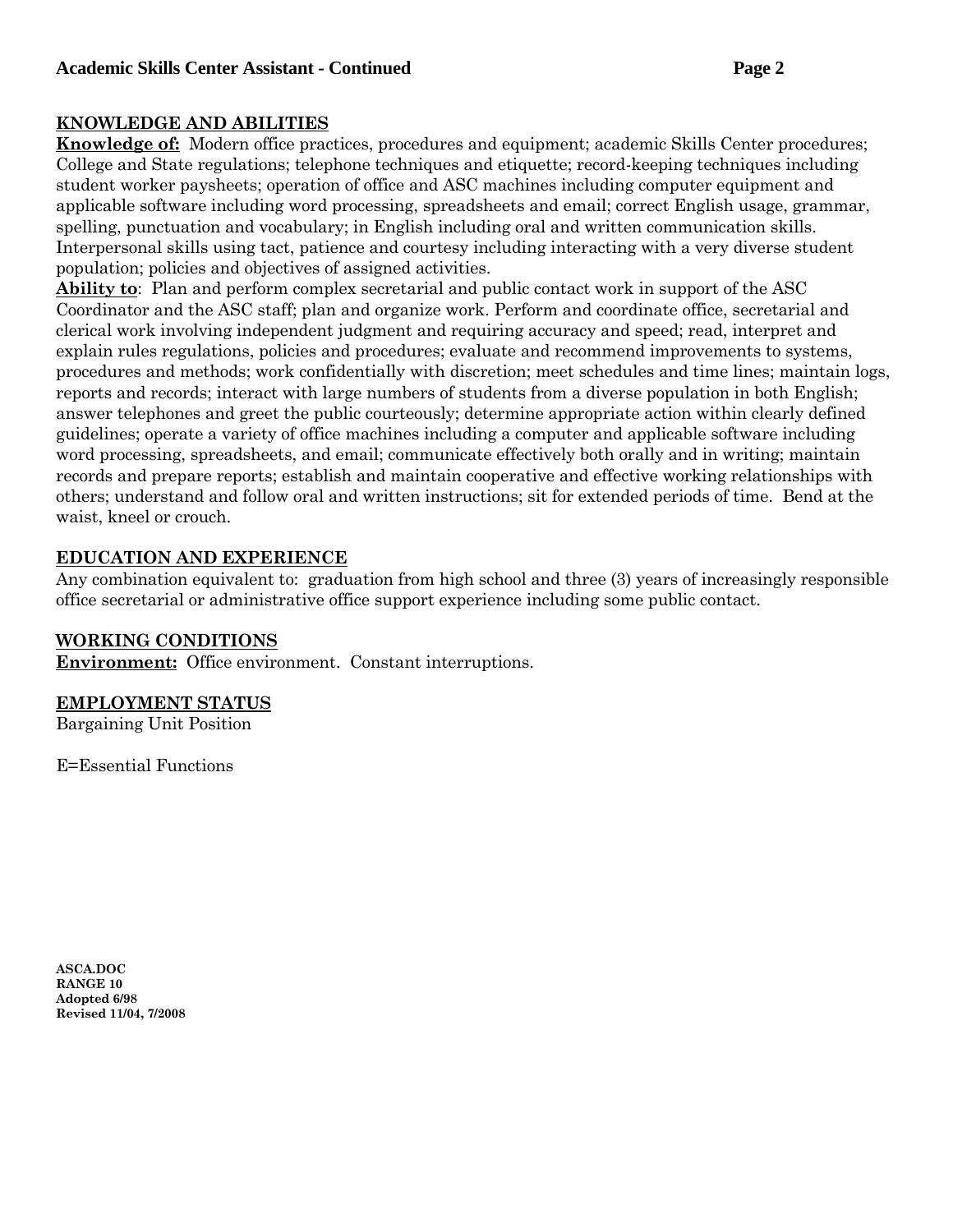## KNOWLEDGE AND ABILITIES

**Knowledge of:** Modern office practices, procedures and equipment; academic Skills Center procedures; College and State regulations; telephone techniques and etiquette; record-keeping techniques including student worker paysheets; operation of office and ASC machines including computer equipment and applicable software including word processing, spreadsheets and email; correct English usage, grammar, spelling, punctuation and vocabulary; in English including oral and written communication skills. Interpersonal skills using tact, patience and courtesy including interacting with a very diverse student population; policies and objectives of assigned activities.

**Ability to**: Plan and perform complex secretarial and public contact work in support of the ASC Coordinator and the ASC staff; plan and organize work. Perform and coordinate office, secretarial and clerical work involving independent judgment and requiring accuracy and speed; read, interpret and explain rules regulations, policies and procedures; evaluate and recommend improvements to systems, procedures and methods; work confidentially with discretion; meet schedules and time lines; maintain logs, reports and records; interact with large numbers of students from a diverse population in both English; answer telephones and greet the public courteously; determine appropriate action within clearly defined guidelines; operate a variety of office machines including a computer and applicable software including word processing, spreadsheets, and email; communicate effectively both orally and in writing; maintain records and prepare reports; establish and maintain cooperative and effective working relationships with others; understand and follow oral and written instructions; sit for extended periods of time. Bend at the waist, kneel or crouch.

## EDUCATION AND EXPERIENCE

Any combination equivalent to: graduation from high school and three (3) years of increasingly responsible office secretarial or administrative office support experience including some public contact.

## WORKING CONDITIONS

**Environment:** Office environment. Constant interruptions.

## EMPLOYMENT STATUS

Bargaining Unit Position

E=Essential Functions

**ASCA.DOC**
**RANGE 10**
**Adopted 6/98**
**Revised 11/04, 7/2008**